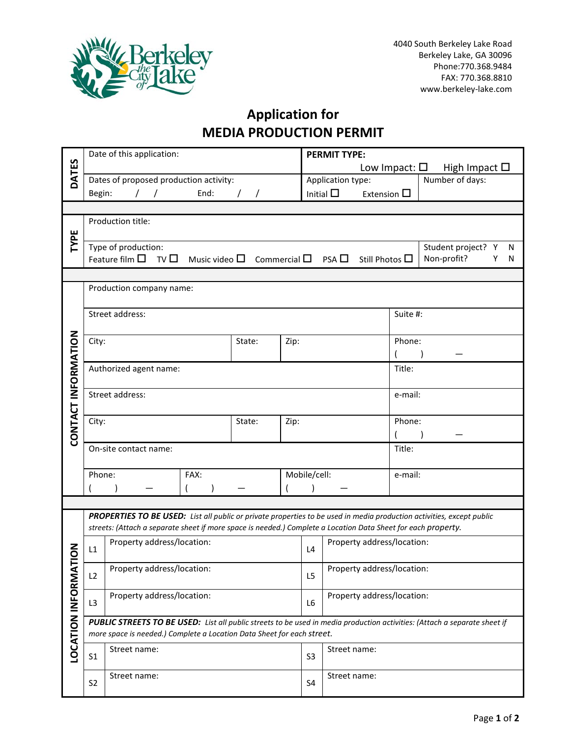4040 South Berkeley Lake Road
Berkeley Lake, GA 30096
Phone:770.368.9484
FAX: 770.368.8810
www.berkeley-lake.com

# Application for
# MEDIA PRODUCTION PERMIT

## DATES

| Date of this application: | **PERMIT TYPE:** Low Impact: ☐ High Impact ☐ | |
|---|---|---|
| Dates of proposed production activity: Begin: / / End: / / | Application type: Initial ☐ Extension ☐ | Number of days: |

## TYPE

| Production title: | |
|---|---|
| Type of production: Feature film ☐ TV ☐ Music video ☐ Commercial ☐ PSA ☐ Still Photos ☐ | Student project? Y N<br>Non-profit? Y N |

## CONTACT INFORMATION

| Production company name: | | | |
|---|---|---|---|
| Street address: | | | Suite #: |
| City: | State: | Zip: | Phone: ( ) — |
| Authorized agent name: | | | Title: |
| Street address: | | | e-mail: |
| City: | State: | Zip: | Phone: ( ) — |
| On-site contact name: | | | Title: |
| Phone: ( ) — | FAX: ( ) — | Mobile/cell: ( ) — | e-mail: |

## LOCATION INFORMATION

***PROPERTIES TO BE USED:*** *List all public or private properties to be used in media production activities, except public streets: (Attach a separate sheet if more space is needed.) Complete a Location Data Sheet for each property.*

| | | | |
|---|---|---|---|
| L1 | Property address/location: | L4 | Property address/location: |
| L2 | Property address/location: | L5 | Property address/location: |
| L3 | Property address/location: | L6 | Property address/location: |

***PUBLIC STREETS TO BE USED:*** *List all public streets to be used in media production activities: (Attach a separate sheet if more space is needed.) Complete a Location Data Sheet for each street.*

| | | | |
|---|---|---|---|
| S1 | Street name: | S3 | Street name: |
| S2 | Street name: | S4 | Street name: |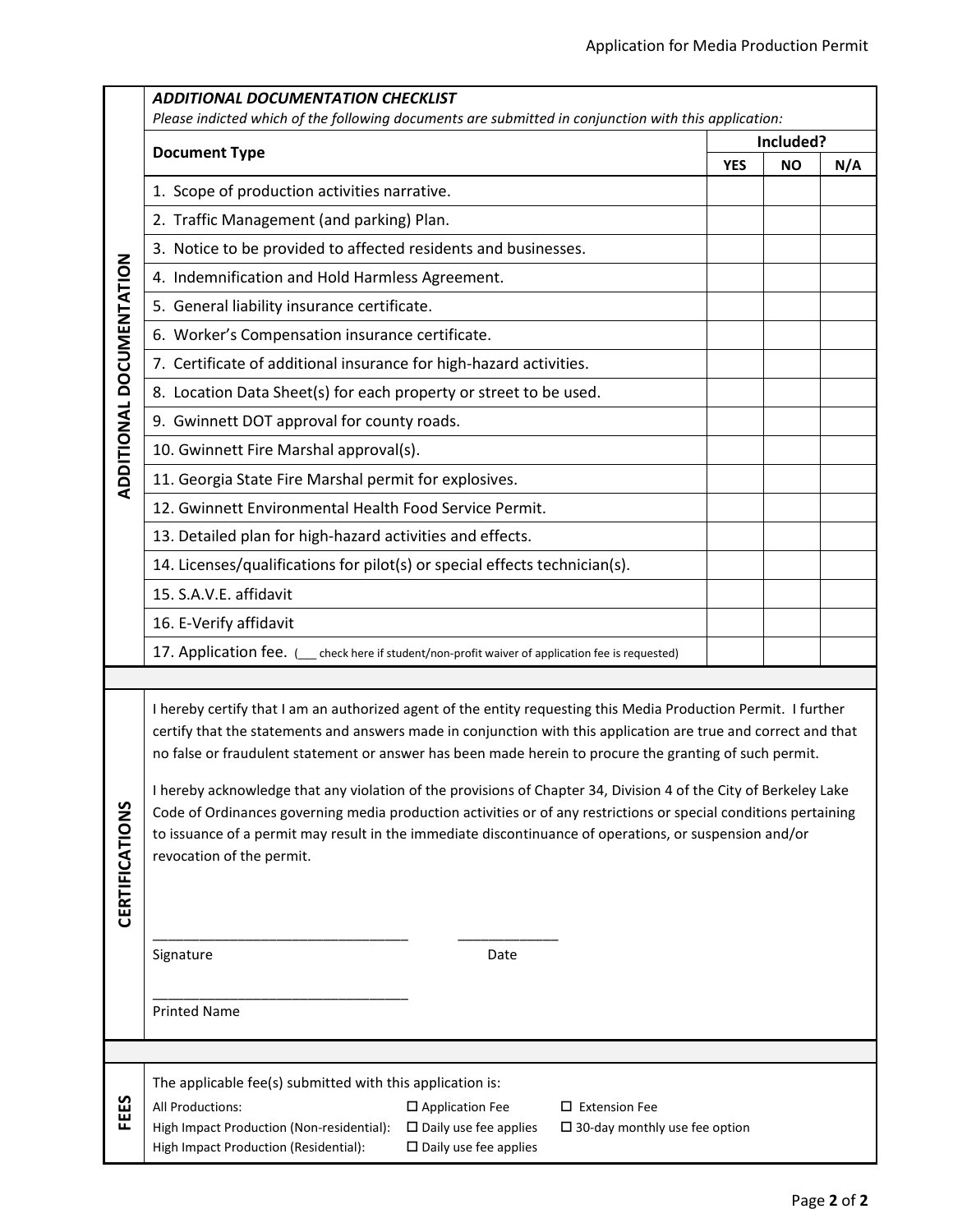## ADDITIONAL DOCUMENTATION

***ADDITIONAL DOCUMENTATION CHECKLIST***

*Please indicted which of the following documents are submitted in conjunction with this application:*

| Document Type | Included? | | |
|---|---|---|---|
| | YES | NO | N/A |
| 1. Scope of production activities narrative. | | | |
| 2. Traffic Management (and parking) Plan. | | | |
| 3. Notice to be provided to affected residents and businesses. | | | |
| 4. Indemnification and Hold Harmless Agreement. | | | |
| 5. General liability insurance certificate. | | | |
| 6. Worker's Compensation insurance certificate. | | | |
| 7. Certificate of additional insurance for high-hazard activities. | | | |
| 8. Location Data Sheet(s) for each property or street to be used. | | | |
| 9. Gwinnett DOT approval for county roads. | | | |
| 10. Gwinnett Fire Marshal approval(s). | | | |
| 11. Georgia State Fire Marshal permit for explosives. | | | |
| 12. Gwinnett Environmental Health Food Service Permit. | | | |
| 13. Detailed plan for high-hazard activities and effects. | | | |
| 14. Licenses/qualifications for pilot(s) or special effects technician(s). | | | |
| 15. S.A.V.E. affidavit | | | |
| 16. E-Verify affidavit | | | |
| 17. Application fee. (___ check here if student/non-profit waiver of application fee is requested) | | | |

## CERTIFICATIONS

I hereby certify that I am an authorized agent of the entity requesting this Media Production Permit. I further certify that the statements and answers made in conjunction with this application are true and correct and that no false or fraudulent statement or answer has been made herein to procure the granting of such permit.

I hereby acknowledge that any violation of the provisions of Chapter 34, Division 4 of the City of Berkeley Lake Code of Ordinances governing media production activities or of any restrictions or special conditions pertaining to issuance of a permit may result in the immediate discontinuance of operations, or suspension and/or revocation of the permit.

________________________________ _____________

Signature Date

________________________________

Printed Name

## FEES

The applicable fee(s) submitted with this application is:

| | | |
|---|---|---|
| All Productions: | ☐ Application Fee | ☐ Extension Fee |
| High Impact Production (Non-residential): | ☐ Daily use fee applies | ☐ 30-day monthly use fee option |
| High Impact Production (Residential): | ☐ Daily use fee applies | |